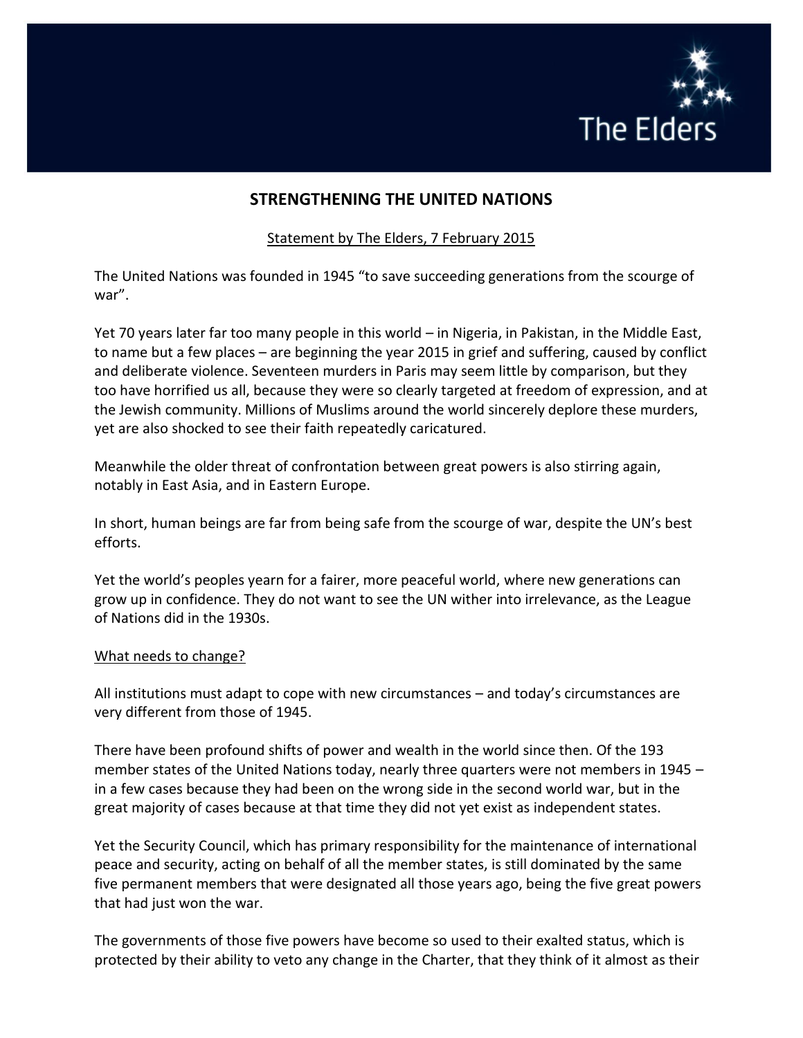# STRENGTHENING THE UNITED NATIONS

Statement by The Elders, 7 February 2015

The United Nations was founded in 1945 "to save succeeding generations from the scourge of war".

Yet 70 years later far too many people in this world – in Nigeria, in Pakistan, in the Middle East, to name but a few places – are beginning the year 2015 in grief and suffering, caused by conflict and deliberate violence. Seventeen murders in Paris may seem little by comparison, but they too have horrified us all, because they were so clearly targeted at freedom of expression, and at the Jewish community. Millions of Muslims around the world sincerely deplore these murders, yet are also shocked to see their faith repeatedly caricatured.

Meanwhile the older threat of confrontation between great powers is also stirring again, notably in East Asia, and in Eastern Europe.

In short, human beings are far from being safe from the scourge of war, despite the UN's best efforts.

Yet the world's peoples yearn for a fairer, more peaceful world, where new generations can grow up in confidence. They do not want to see the UN wither into irrelevance, as the League of Nations did in the 1930s.

## What needs to change?

All institutions must adapt to cope with new circumstances – and today's circumstances are very different from those of 1945.

There have been profound shifts of power and wealth in the world since then. Of the 193 member states of the United Nations today, nearly three quarters were not members in 1945 – in a few cases because they had been on the wrong side in the second world war, but in the great majority of cases because at that time they did not yet exist as independent states.

Yet the Security Council, which has primary responsibility for the maintenance of international peace and security, acting on behalf of all the member states, is still dominated by the same five permanent members that were designated all those years ago, being the five great powers that had just won the war.

The governments of those five powers have become so used to their exalted status, which is protected by their ability to veto any change in the Charter, that they think of it almost as their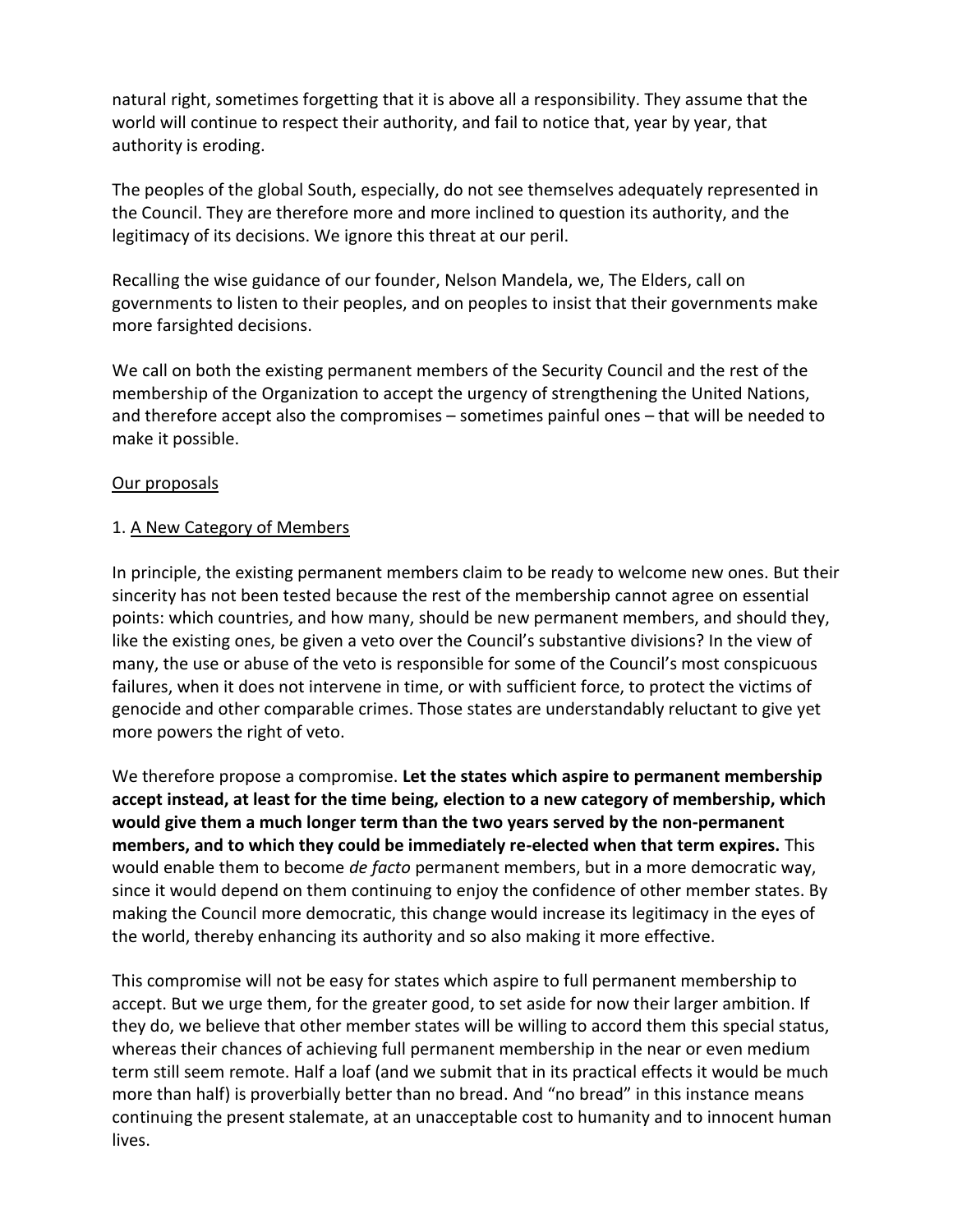natural right, sometimes forgetting that it is above all a responsibility. They assume that the world will continue to respect their authority, and fail to notice that, year by year, that authority is eroding.

The peoples of the global South, especially, do not see themselves adequately represented in the Council. They are therefore more and more inclined to question its authority, and the legitimacy of its decisions. We ignore this threat at our peril.

Recalling the wise guidance of our founder, Nelson Mandela, we, The Elders, call on governments to listen to their peoples, and on peoples to insist that their governments make more farsighted decisions.

We call on both the existing permanent members of the Security Council and the rest of the membership of the Organization to accept the urgency of strengthening the United Nations, and therefore accept also the compromises – sometimes painful ones – that will be needed to make it possible.

<u>Our proposals</u>

1. <u>A New Category of Members</u>

In principle, the existing permanent members claim to be ready to welcome new ones. But their sincerity has not been tested because the rest of the membership cannot agree on essential points: which countries, and how many, should be new permanent members, and should they, like the existing ones, be given a veto over the Council's substantive divisions? In the view of many, the use or abuse of the veto is responsible for some of the Council's most conspicuous failures, when it does not intervene in time, or with sufficient force, to protect the victims of genocide and other comparable crimes. Those states are understandably reluctant to give yet more powers the right of veto.

We therefore propose a compromise. **Let the states which aspire to permanent membership accept instead, at least for the time being, election to a new category of membership, which would give them a much longer term than the two years served by the non-permanent members, and to which they could be immediately re-elected when that term expires.** This would enable them to become *de facto* permanent members, but in a more democratic way, since it would depend on them continuing to enjoy the confidence of other member states. By making the Council more democratic, this change would increase its legitimacy in the eyes of the world, thereby enhancing its authority and so also making it more effective.

This compromise will not be easy for states which aspire to full permanent membership to accept. But we urge them, for the greater good, to set aside for now their larger ambition. If they do, we believe that other member states will be willing to accord them this special status, whereas their chances of achieving full permanent membership in the near or even medium term still seem remote. Half a loaf (and we submit that in its practical effects it would be much more than half) is proverbially better than no bread. And "no bread" in this instance means continuing the present stalemate, at an unacceptable cost to humanity and to innocent human lives.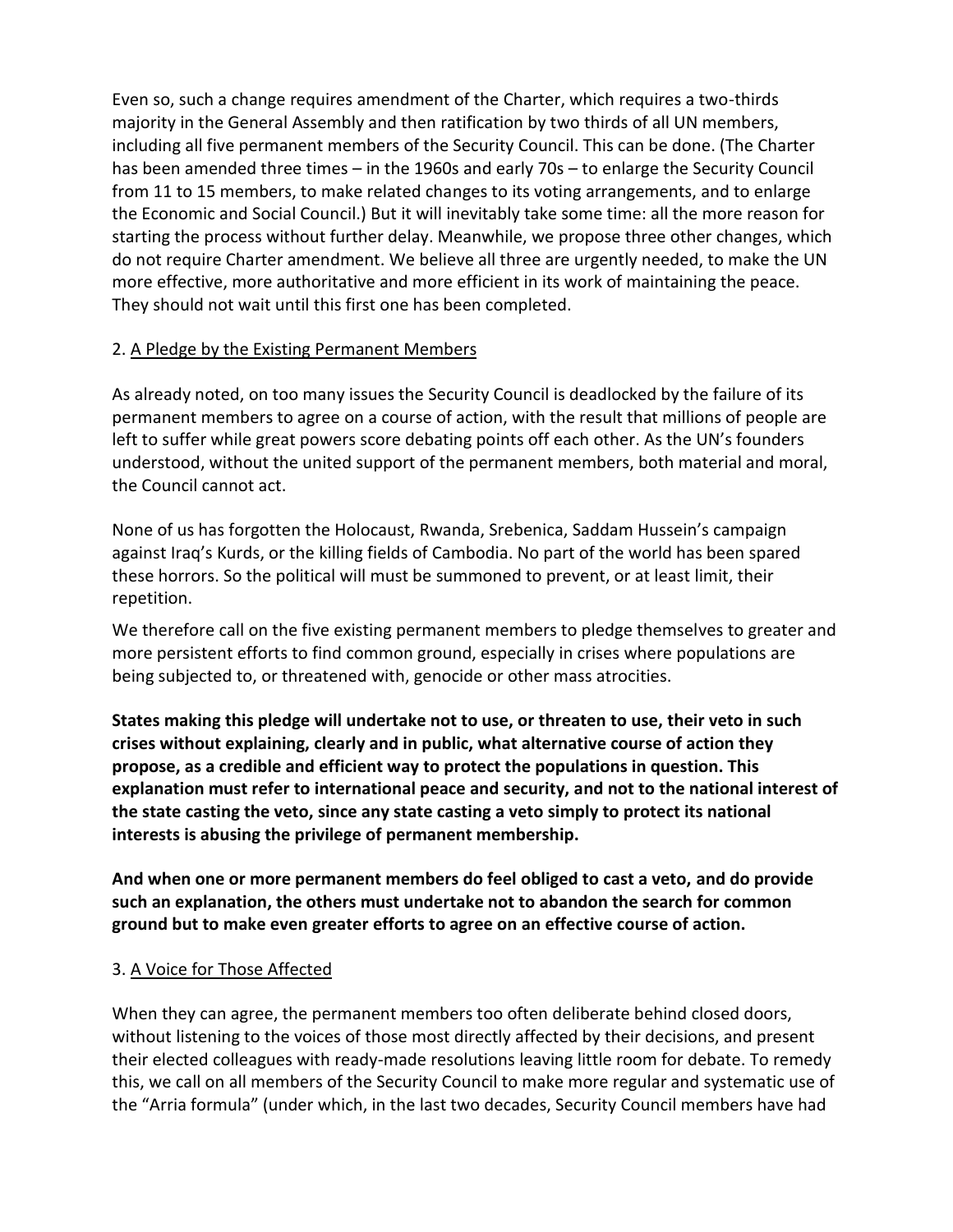Even so, such a change requires amendment of the Charter, which requires a two-thirds majority in the General Assembly and then ratification by two thirds of all UN members, including all five permanent members of the Security Council. This can be done. (The Charter has been amended three times – in the 1960s and early 70s – to enlarge the Security Council from 11 to 15 members, to make related changes to its voting arrangements, and to enlarge the Economic and Social Council.) But it will inevitably take some time: all the more reason for starting the process without further delay. Meanwhile, we propose three other changes, which do not require Charter amendment. We believe all three are urgently needed, to make the UN more effective, more authoritative and more efficient in its work of maintaining the peace. They should not wait until this first one has been completed.

## 2. A Pledge by the Existing Permanent Members

As already noted, on too many issues the Security Council is deadlocked by the failure of its permanent members to agree on a course of action, with the result that millions of people are left to suffer while great powers score debating points off each other. As the UN's founders understood, without the united support of the permanent members, both material and moral, the Council cannot act.

None of us has forgotten the Holocaust, Rwanda, Srebenica, Saddam Hussein's campaign against Iraq's Kurds, or the killing fields of Cambodia. No part of the world has been spared these horrors. So the political will must be summoned to prevent, or at least limit, their repetition.

We therefore call on the five existing permanent members to pledge themselves to greater and more persistent efforts to find common ground, especially in crises where populations are being subjected to, or threatened with, genocide or other mass atrocities.

**States making this pledge will undertake not to use, or threaten to use, their veto in such crises without explaining, clearly and in public, what alternative course of action they propose, as a credible and efficient way to protect the populations in question. This explanation must refer to international peace and security, and not to the national interest of the state casting the veto, since any state casting a veto simply to protect its national interests is abusing the privilege of permanent membership.**

**And when one or more permanent members do feel obliged to cast a veto, and do provide such an explanation, the others must undertake not to abandon the search for common ground but to make even greater efforts to agree on an effective course of action.**

## 3. A Voice for Those Affected

When they can agree, the permanent members too often deliberate behind closed doors, without listening to the voices of those most directly affected by their decisions, and present their elected colleagues with ready-made resolutions leaving little room for debate. To remedy this, we call on all members of the Security Council to make more regular and systematic use of the "Arria formula" (under which, in the last two decades, Security Council members have had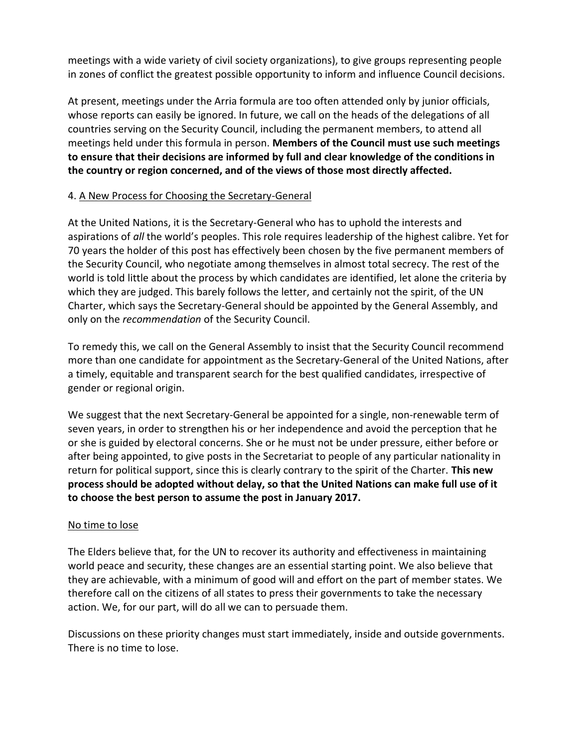meetings with a wide variety of civil society organizations), to give groups representing people in zones of conflict the greatest possible opportunity to inform and influence Council decisions.

At present, meetings under the Arria formula are too often attended only by junior officials, whose reports can easily be ignored. In future, we call on the heads of the delegations of all countries serving on the Security Council, including the permanent members, to attend all meetings held under this formula in person. **Members of the Council must use such meetings to ensure that their decisions are informed by full and clear knowledge of the conditions in the country or region concerned, and of the views of those most directly affected.**

## 4. A New Process for Choosing the Secretary-General

At the United Nations, it is the Secretary-General who has to uphold the interests and aspirations of *all* the world's peoples. This role requires leadership of the highest calibre. Yet for 70 years the holder of this post has effectively been chosen by the five permanent members of the Security Council, who negotiate among themselves in almost total secrecy. The rest of the world is told little about the process by which candidates are identified, let alone the criteria by which they are judged. This barely follows the letter, and certainly not the spirit, of the UN Charter, which says the Secretary-General should be appointed by the General Assembly, and only on the *recommendation* of the Security Council.

To remedy this, we call on the General Assembly to insist that the Security Council recommend more than one candidate for appointment as the Secretary-General of the United Nations, after a timely, equitable and transparent search for the best qualified candidates, irrespective of gender or regional origin.

We suggest that the next Secretary-General be appointed for a single, non-renewable term of seven years, in order to strengthen his or her independence and avoid the perception that he or she is guided by electoral concerns. She or he must not be under pressure, either before or after being appointed, to give posts in the Secretariat to people of any particular nationality in return for political support, since this is clearly contrary to the spirit of the Charter. **This new process should be adopted without delay, so that the United Nations can make full use of it to choose the best person to assume the post in January 2017.**

## No time to lose

The Elders believe that, for the UN to recover its authority and effectiveness in maintaining world peace and security, these changes are an essential starting point. We also believe that they are achievable, with a minimum of good will and effort on the part of member states. We therefore call on the citizens of all states to press their governments to take the necessary action. We, for our part, will do all we can to persuade them.

Discussions on these priority changes must start immediately, inside and outside governments. There is no time to lose.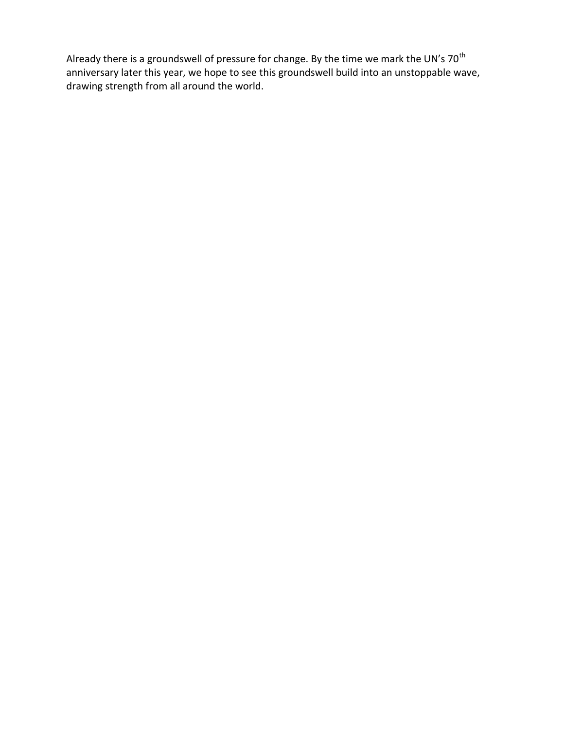Already there is a groundswell of pressure for change. By the time we mark the UN's 70th anniversary later this year, we hope to see this groundswell build into an unstoppable wave, drawing strength from all around the world.